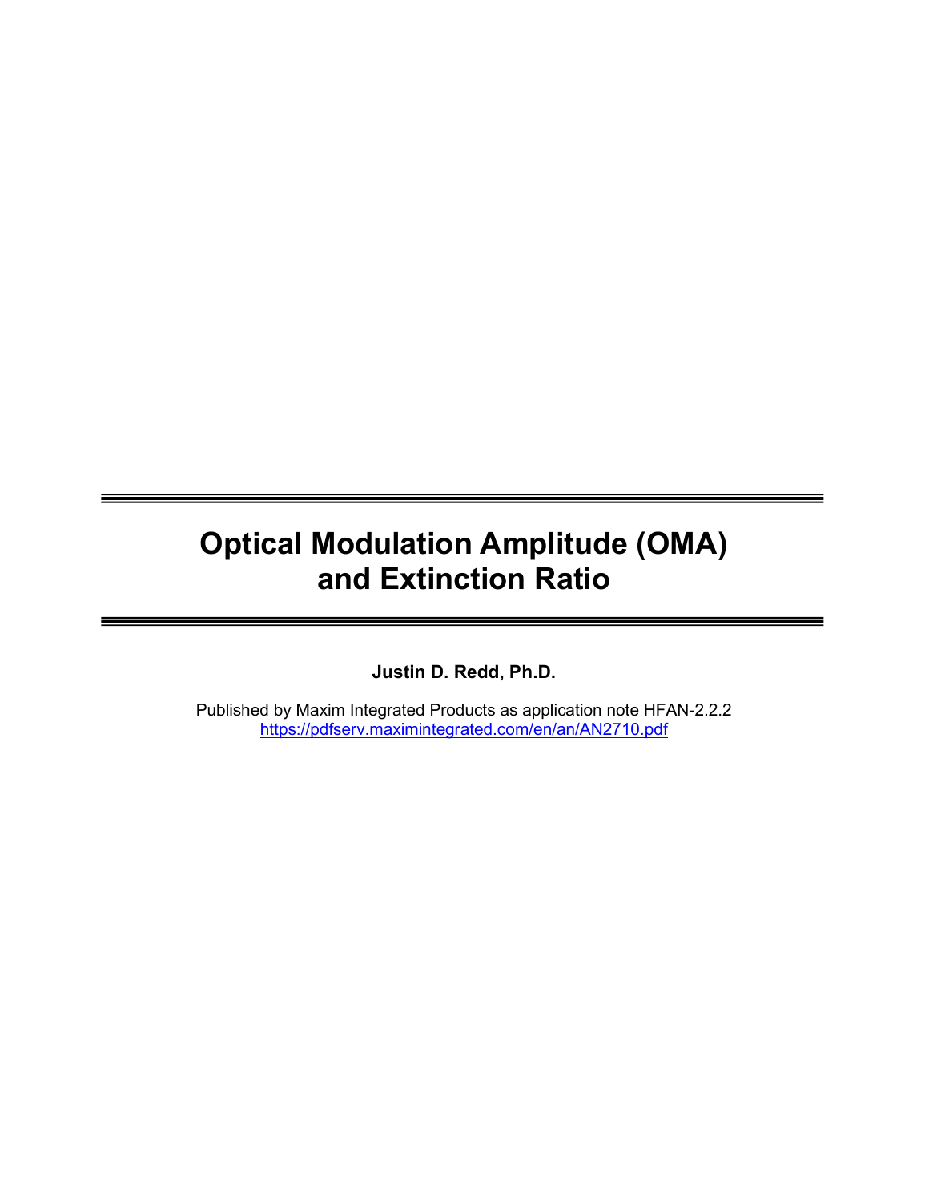# Optical Modulation Amplitude (OMA) and Extinction Ratio

**Justin D. Redd, Ph.D.**

Published by Maxim Integrated Products as application note HFAN-2.2.2
https://pdfserv.maximintegrated.com/en/an/AN2710.pdf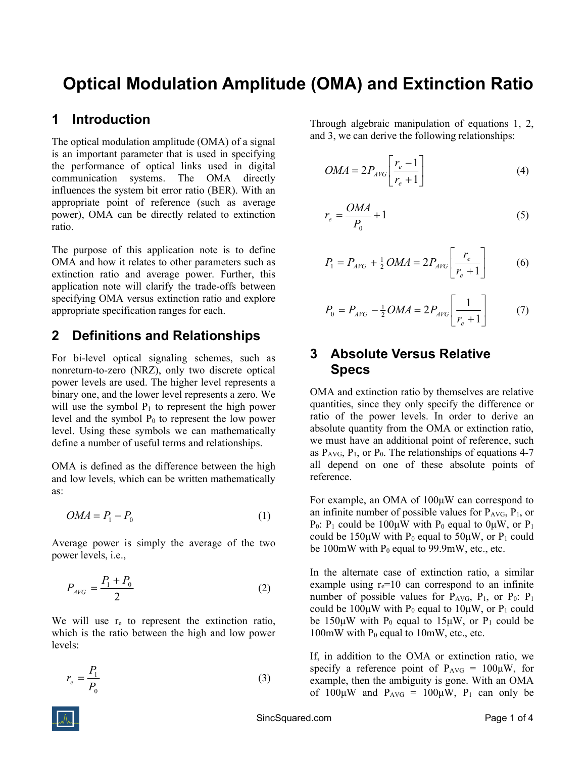# Optical Modulation Amplitude (OMA) and Extinction Ratio

## 1 Introduction

The optical modulation amplitude (OMA) of a signal is an important parameter that is used in specifying the performance of optical links used in digital communication systems. The OMA directly influences the system bit error ratio (BER). With an appropriate point of reference (such as average power), OMA can be directly related to extinction ratio.

The purpose of this application note is to define OMA and how it relates to other parameters such as extinction ratio and average power. Further, this application note will clarify the trade-offs between specifying OMA versus extinction ratio and explore appropriate specification ranges for each.

## 2 Definitions and Relationships

For bi-level optical signaling schemes, such as nonreturn-to-zero (NRZ), only two discrete optical power levels are used. The higher level represents a binary one, and the lower level represents a zero. We will use the symbol $P_1$ to represent the high power level and the symbol $P_0$ to represent the low power level. Using these symbols we can mathematically define a number of useful terms and relationships.

OMA is defined as the difference between the high and low levels, which can be written mathematically as:

$$OMA = P_1 - P_0 \tag{1}$$

Average power is simply the average of the two power levels, i.e.,

$$P_{AVG} = \frac{P_1 + P_0}{2} \tag{2}$$

We will use $r_e$ to represent the extinction ratio, which is the ratio between the high and low power levels:

$$r_e = \frac{P_1}{P_0} \tag{3}$$

Through algebraic manipulation of equations 1, 2, and 3, we can derive the following relationships:

$$OMA = 2P_{AVG}\left[\frac{r_e - 1}{r_e + 1}\right] \tag{4}$$

$$r_e = \frac{OMA}{P_0} + 1 \tag{5}$$

$$P_1 = P_{AVG} + \tfrac{1}{2}OMA = 2P_{AVG}\left[\frac{r_e}{r_e + 1}\right] \tag{6}$$

$$P_0 = P_{AVG} - \tfrac{1}{2}OMA = 2P_{AVG}\left[\frac{1}{r_e + 1}\right] \tag{7}$$

## 3 Absolute Versus Relative Specs

OMA and extinction ratio by themselves are relative quantities, since they only specify the difference or ratio of the power levels. In order to derive an absolute quantity from the OMA or extinction ratio, we must have an additional point of reference, such as $P_{AVG}$, $P_1$, or $P_0$. The relationships of equations 4-7 all depend on one of these absolute points of reference.

For example, an OMA of 100μW can correspond to an infinite number of possible values for $P_{AVG}$, $P_1$, or $P_0$: $P_1$ could be 100μW with $P_0$ equal to 0μW, or $P_1$ could be 150μW with $P_0$ equal to 50μW, or $P_1$ could be 100mW with $P_0$ equal to 99.9mW, etc., etc.

In the alternate case of extinction ratio, a similar example using $r_e$=10 can correspond to an infinite number of possible values for $P_{AVG}$, $P_1$, or $P_0$: $P_1$ could be 100μW with $P_0$ equal to 10μW, or $P_1$ could be 150μW with $P_0$ equal to 15μW, or $P_1$ could be 100mW with $P_0$ equal to 10mW, etc., etc.

If, in addition to the OMA or extinction ratio, we specify a reference point of $P_{AVG}$ = 100μW, for example, then the ambiguity is gone. With an OMA of 100μW and $P_{AVG}$ = 100μW, $P_1$ can only be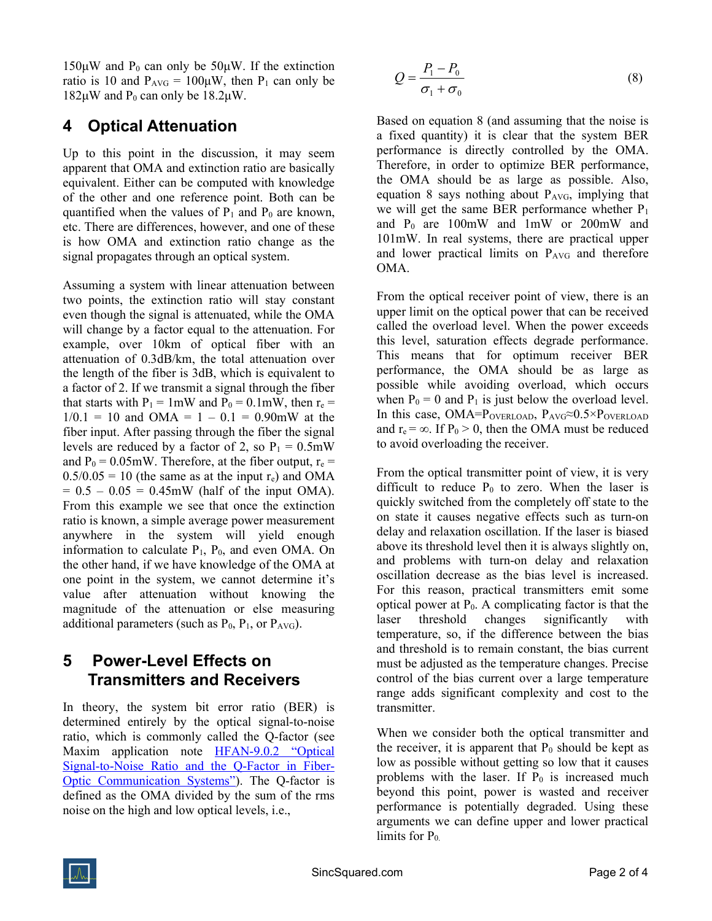150μW and $P_0$ can only be 50μW. If the extinction ratio is 10 and $P_{AVG}$ = 100μW, then $P_1$ can only be 182μW and $P_0$ can only be 18.2μW.

## 4 Optical Attenuation

Up to this point in the discussion, it may seem apparent that OMA and extinction ratio are basically equivalent. Either can be computed with knowledge of the other and one reference point. Both can be quantified when the values of $P_1$ and $P_0$ are known, etc. There are differences, however, and one of these is how OMA and extinction ratio change as the signal propagates through an optical system.

Assuming a system with linear attenuation between two points, the extinction ratio will stay constant even though the signal is attenuated, while the OMA will change by a factor equal to the attenuation. For example, over 10km of optical fiber with an attenuation of 0.3dB/km, the total attenuation over the length of the fiber is 3dB, which is equivalent to a factor of 2. If we transmit a signal through the fiber that starts with $P_1$ = 1mW and $P_0$ = 0.1mW, then $r_e$ = 1/0.1 = 10 and OMA = 1 – 0.1 = 0.90mW at the fiber input. After passing through the fiber the signal levels are reduced by a factor of 2, so $P_1$ = 0.5mW and $P_0$ = 0.05mW. Therefore, at the fiber output, $r_e$ = 0.5/0.05 = 10 (the same as at the input $r_e$) and OMA = 0.5 – 0.05 = 0.45mW (half of the input OMA). From this example we see that once the extinction ratio is known, a simple average power measurement anywhere in the system will yield enough information to calculate $P_1$, $P_0$, and even OMA. On the other hand, if we have knowledge of the OMA at one point in the system, we cannot determine it's value after attenuation without knowing the magnitude of the attenuation or else measuring additional parameters (such as $P_0$, $P_1$, or $P_{AVG}$).

## 5 Power-Level Effects on Transmitters and Receivers

In theory, the system bit error ratio (BER) is determined entirely by the optical signal-to-noise ratio, which is commonly called the Q-factor (see Maxim application note HFAN-9.0.2 "Optical Signal-to-Noise Ratio and the Q-Factor in Fiber-Optic Communication Systems"). The Q-factor is defined as the OMA divided by the sum of the rms noise on the high and low optical levels, i.e.,

$$Q = \frac{P_1 - P_0}{\sigma_1 + \sigma_0} \tag{8}$$

Based on equation 8 (and assuming that the noise is a fixed quantity) it is clear that the system BER performance is directly controlled by the OMA. Therefore, in order to optimize BER performance, the OMA should be as large as possible. Also, equation 8 says nothing about $P_{AVG}$, implying that we will get the same BER performance whether $P_1$ and $P_0$ are 100mW and 1mW or 200mW and 101mW. In real systems, there are practical upper and lower practical limits on $P_{AVG}$ and therefore OMA.

From the optical receiver point of view, there is an upper limit on the optical power that can be received called the overload level. When the power exceeds this level, saturation effects degrade performance. This means that for optimum receiver BER performance, the OMA should be as large as possible while avoiding overload, which occurs when $P_0$ = 0 and $P_1$ is just below the overload level. In this case, OMA=$P_{OVERLOAD}$, $P_{AVG}$≈0.5×$P_{OVERLOAD}$ and $r_e = \infty$. If $P_0 > 0$, then the OMA must be reduced to avoid overloading the receiver.

From the optical transmitter point of view, it is very difficult to reduce $P_0$ to zero. When the laser is quickly switched from the completely off state to the on state it causes negative effects such as turn-on delay and relaxation oscillation. If the laser is biased above its threshold level then it is always slightly on, and problems with turn-on delay and relaxation oscillation decrease as the bias level is increased. For this reason, practical transmitters emit some optical power at $P_0$. A complicating factor is that the laser threshold changes significantly with temperature, so, if the difference between the bias and threshold is to remain constant, the bias current must be adjusted as the temperature changes. Precise control of the bias current over a large temperature range adds significant complexity and cost to the transmitter.

When we consider both the optical transmitter and the receiver, it is apparent that $P_0$ should be kept as low as possible without getting so low that it causes problems with the laser. If $P_0$ is increased much beyond this point, power is wasted and receiver performance is potentially degraded. Using these arguments we can define upper and lower practical limits for $P_0$.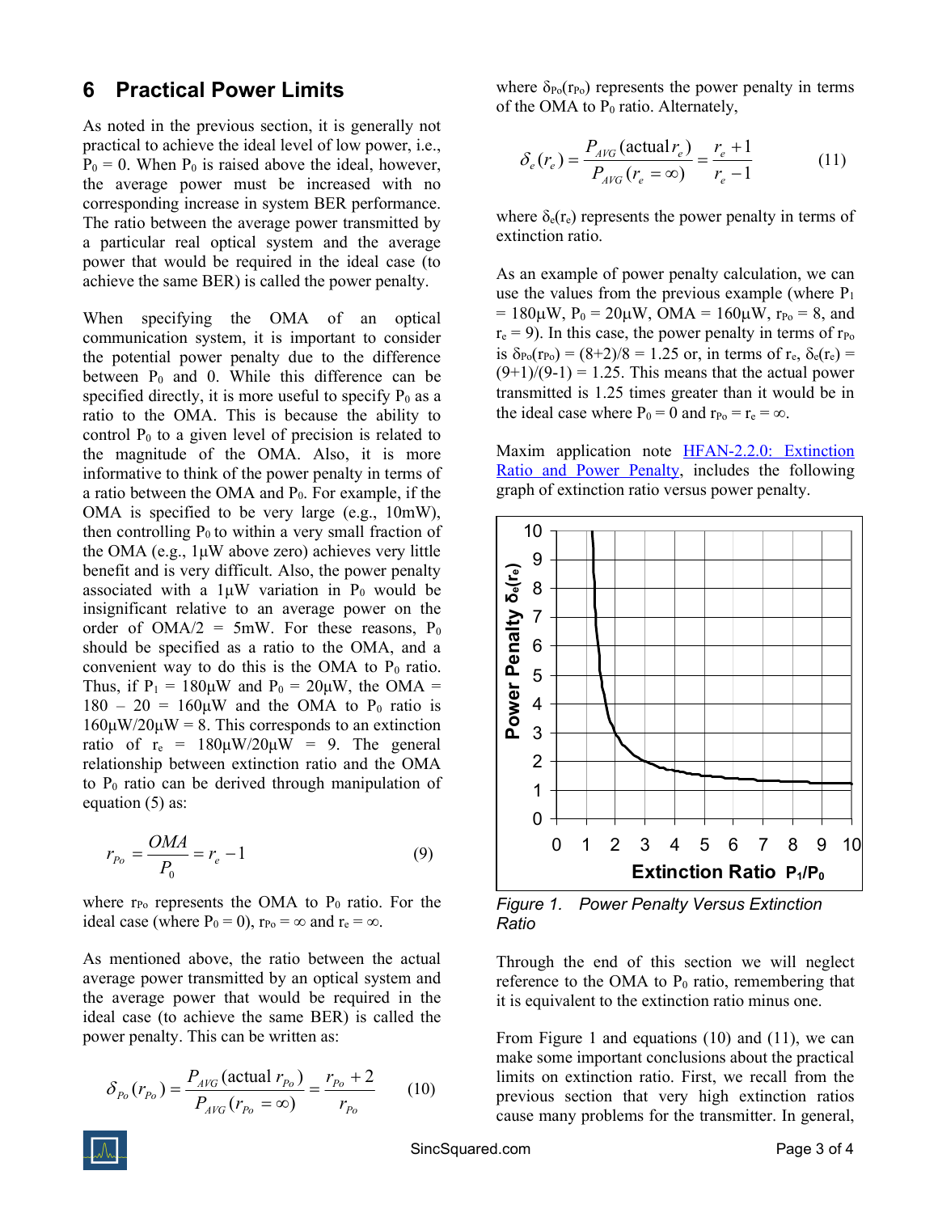## 6 Practical Power Limits

As noted in the previous section, it is generally not practical to achieve the ideal level of low power, i.e., $P_0 = 0$. When $P_0$ is raised above the ideal, however, the average power must be increased with no corresponding increase in system BER performance. The ratio between the average power transmitted by a particular real optical system and the average power that would be required in the ideal case (to achieve the same BER) is called the power penalty.

When specifying the OMA of an optical communication system, it is important to consider the potential power penalty due to the difference between $P_0$ and 0. While this difference can be specified directly, it is more useful to specify $P_0$ as a ratio to the OMA. This is because the ability to control $P_0$ to a given level of precision is related to the magnitude of the OMA. Also, it is more informative to think of the power penalty in terms of a ratio between the OMA and $P_0$. For example, if the OMA is specified to be very large (e.g., 10mW), then controlling $P_0$ to within a very small fraction of the OMA (e.g., 1μW above zero) achieves very little benefit and is very difficult. Also, the power penalty associated with a 1μW variation in $P_0$ would be insignificant relative to an average power on the order of OMA/2 = 5mW. For these reasons, $P_0$ should be specified as a ratio to the OMA, and a convenient way to do this is the OMA to $P_0$ ratio. Thus, if $P_1$ = 180μW and $P_0$ = 20μW, the OMA = 180 – 20 = 160μW and the OMA to $P_0$ ratio is 160μW/20μW = 8. This corresponds to an extinction ratio of $r_e$ = 180μW/20μW = 9. The general relationship between extinction ratio and the OMA to $P_0$ ratio can be derived through manipulation of equation (5) as:

$$r_{Po} = \frac{OMA}{P_0} = r_e - 1 \qquad (9)$$

where $r_{Po}$ represents the OMA to $P_0$ ratio. For the ideal case (where $P_0 = 0$), $r_{Po} = \infty$ and $r_e = \infty$.

As mentioned above, the ratio between the actual average power transmitted by an optical system and the average power that would be required in the ideal case (to achieve the same BER) is called the power penalty. This can be written as:

$$\delta_{Po}(r_{Po}) = \frac{P_{AVG}(\text{actual } r_{Po})}{P_{AVG}(r_{Po} = \infty)} = \frac{r_{Po} + 2}{r_{Po}} \qquad (10)$$

where $\delta_{Po}(r_{Po})$ represents the power penalty in terms of the OMA to $P_0$ ratio. Alternately,

$$\delta_e(r_e) = \frac{P_{AVG}(\text{actual } r_e)}{P_{AVG}(r_e = \infty)} = \frac{r_e + 1}{r_e - 1} \qquad (11)$$

where $\delta_e(r_e)$ represents the power penalty in terms of extinction ratio.

As an example of power penalty calculation, we can use the values from the previous example (where $P_1$ = 180μW, $P_0$ = 20μW, OMA = 160μW, $r_{Po}$ = 8, and $r_e$ = 9). In this case, the power penalty in terms of $r_{Po}$ is $\delta_{Po}(r_{Po}) = (8+2)/8 = 1.25$ or, in terms of $r_e$, $\delta_e(r_e) = (9+1)/(9-1) = 1.25$. This means that the actual power transmitted is 1.25 times greater than it would be in the ideal case where $P_0 = 0$ and $r_{Po} = r_e = \infty$.

Maxim application note [HFAN-2.2.0: Extinction Ratio and Power Penalty], includes the following graph of extinction ratio versus power penalty.

*Figure 1. Power Penalty Versus Extinction Ratio*

Through the end of this section we will neglect reference to the OMA to $P_0$ ratio, remembering that it is equivalent to the extinction ratio minus one.

From Figure 1 and equations (10) and (11), we can make some important conclusions about the practical limits on extinction ratio. First, we recall from the previous section that very high extinction ratios cause many problems for the transmitter. In general,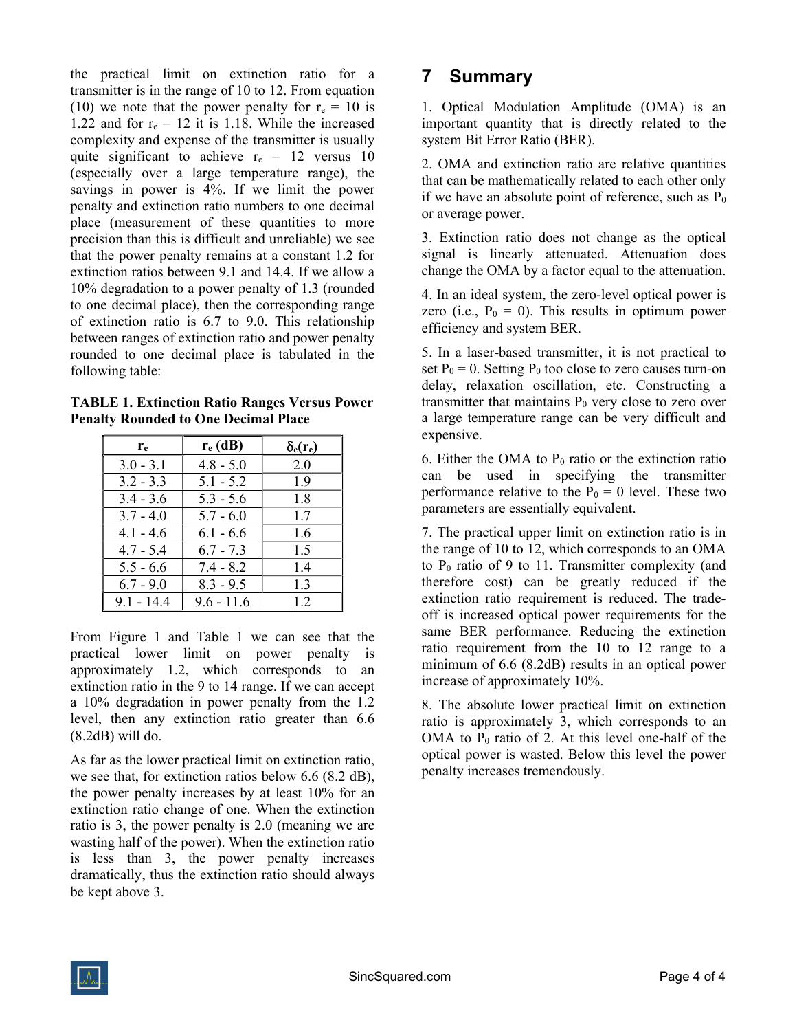the practical limit on extinction ratio for a transmitter is in the range of 10 to 12. From equation (10) we note that the power penalty for $r_e = 10$ is 1.22 and for $r_e = 12$ it is 1.18. While the increased complexity and expense of the transmitter is usually quite significant to achieve $r_e = 12$ versus 10 (especially over a large temperature range), the savings in power is 4%. If we limit the power penalty and extinction ratio numbers to one decimal place (measurement of these quantities to more precision than this is difficult and unreliable) we see that the power penalty remains at a constant 1.2 for extinction ratios between 9.1 and 14.4. If we allow a 10% degradation to a power penalty of 1.3 (rounded to one decimal place), then the corresponding range of extinction ratio is 6.7 to 9.0. This relationship between ranges of extinction ratio and power penalty rounded to one decimal place is tabulated in the following table:

**TABLE 1. Extinction Ratio Ranges Versus Power Penalty Rounded to One Decimal Place**

| $r_e$ | $r_e$ (dB) | $\delta_e(r_e)$ |
|---|---|---|
| 3.0 - 3.1 | 4.8 - 5.0 | 2.0 |
| 3.2 - 3.3 | 5.1 - 5.2 | 1.9 |
| 3.4 - 3.6 | 5.3 - 5.6 | 1.8 |
| 3.7 - 4.0 | 5.7 - 6.0 | 1.7 |
| 4.1 - 4.6 | 6.1 - 6.6 | 1.6 |
| 4.7 - 5.4 | 6.7 - 7.3 | 1.5 |
| 5.5 - 6.6 | 7.4 - 8.2 | 1.4 |
| 6.7 - 9.0 | 8.3 - 9.5 | 1.3 |
| 9.1 - 14.4 | 9.6 - 11.6 | 1.2 |

From Figure 1 and Table 1 we can see that the practical lower limit on power penalty is approximately 1.2, which corresponds to an extinction ratio in the 9 to 14 range. If we can accept a 10% degradation in power penalty from the 1.2 level, then any extinction ratio greater than 6.6 (8.2dB) will do.

As far as the lower practical limit on extinction ratio, we see that, for extinction ratios below 6.6 (8.2 dB), the power penalty increases by at least 10% for an extinction ratio change of one. When the extinction ratio is 3, the power penalty is 2.0 (meaning we are wasting half of the power). When the extinction ratio is less than 3, the power penalty increases dramatically, thus the extinction ratio should always be kept above 3.

# 7 Summary

1. Optical Modulation Amplitude (OMA) is an important quantity that is directly related to the system Bit Error Ratio (BER).

2. OMA and extinction ratio are relative quantities that can be mathematically related to each other only if we have an absolute point of reference, such as $P_0$ or average power.

3. Extinction ratio does not change as the optical signal is linearly attenuated. Attenuation does change the OMA by a factor equal to the attenuation.

4. In an ideal system, the zero-level optical power is zero (i.e., $P_0 = 0$). This results in optimum power efficiency and system BER.

5. In a laser-based transmitter, it is not practical to set $P_0 = 0$. Setting $P_0$ too close to zero causes turn-on delay, relaxation oscillation, etc. Constructing a transmitter that maintains $P_0$ very close to zero over a large temperature range can be very difficult and expensive.

6. Either the OMA to $P_0$ ratio or the extinction ratio can be used in specifying the transmitter performance relative to the $P_0 = 0$ level. These two parameters are essentially equivalent.

7. The practical upper limit on extinction ratio is in the range of 10 to 12, which corresponds to an OMA to $P_0$ ratio of 9 to 11. Transmitter complexity (and therefore cost) can be greatly reduced if the extinction ratio requirement is reduced. The trade-off is increased optical power requirements for the same BER performance. Reducing the extinction ratio requirement from the 10 to 12 range to a minimum of 6.6 (8.2dB) results in an optical power increase of approximately 10%.

8. The absolute lower practical limit on extinction ratio is approximately 3, which corresponds to an OMA to $P_0$ ratio of 2. At this level one-half of the optical power is wasted. Below this level the power penalty increases tremendously.